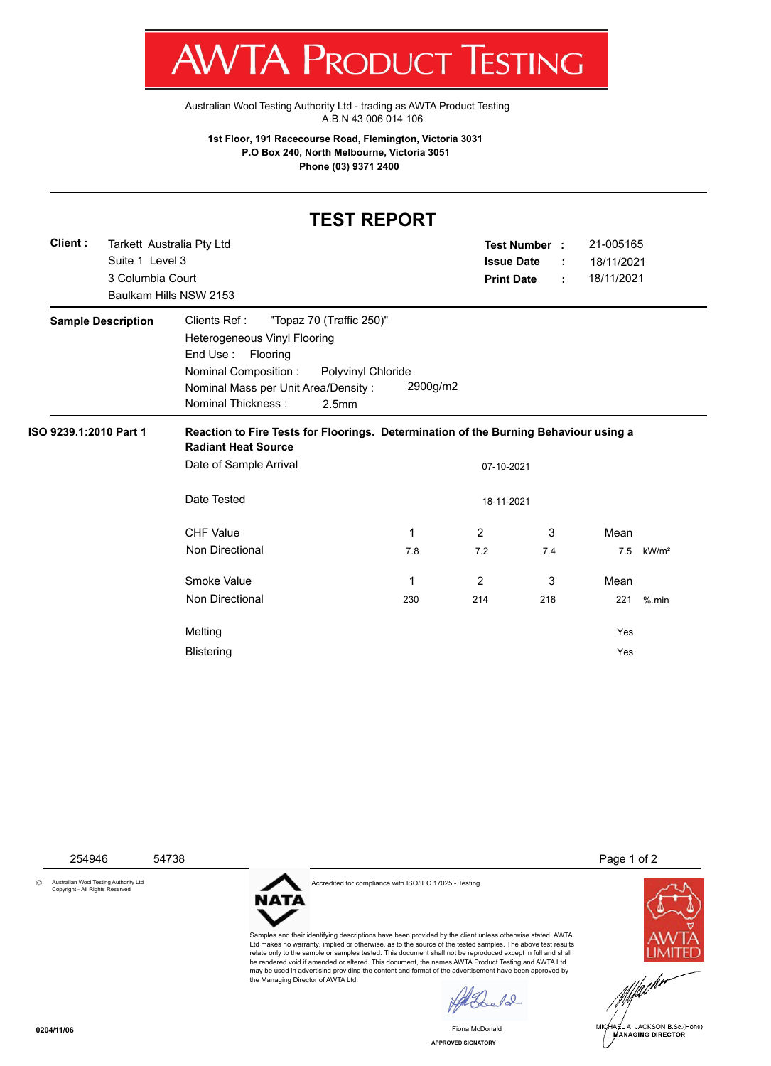# AWTA PRODUCT TESTING

Australian Wool Testing Authority Ltd - trading as AWTA Product Testing
A.B.N 43 006 014 106

**1st Floor, 191 Racecourse Road, Flemington, Victoria 3031**
**P.O Box 240, North Melbourne, Victoria 3051**
**Phone (03) 9371 2400**

## TEST REPORT

**Client :** Tarkett Australia Pty Ltd
Suite 1 Level 3
3 Columbia Court
Baulkam Hills NSW 2153

**Test Number :** 21-005165
**Issue Date :** 18/11/2021
**Print Date :** 18/11/2021

**Sample Description**

Clients Ref : "Topaz 70 (Traffic 250)"
Heterogeneous Vinyl Flooring
End Use : Flooring
Nominal Composition : Polyvinyl Chloride
Nominal Mass per Unit Area/Density : 2900g/m2
Nominal Thickness : 2.5mm

**ISO 9239.1:2010 Part 1**

**Reaction to Fire Tests for Floorings. Determination of the Burning Behaviour using a Radiant Heat Source**

Date of Sample Arrival: 07-10-2021

Date Tested: 18-11-2021

| CHF Value | 1 | 2 | 3 | Mean | |
|---|---|---|---|---|---|
| Non Directional | 7.8 | 7.2 | 7.4 | 7.5 | kW/m² |

| Smoke Value | 1 | 2 | 3 | Mean | |
|---|---|---|---|---|---|
| Non Directional | 230 | 214 | 218 | 221 | %.min |

Melting: Yes

Blistering: Yes

254946 54738

© Australian Wool Testing Authority Ltd Copyright - All Rights Reserved

NATA — Accredited for compliance with ISO/IEC 17025 - Testing

Samples and their identifying descriptions have been provided by the client unless otherwise stated. AWTA Ltd makes no warranty, implied or otherwise, as to the source of the tested samples. The above test results relate only to the sample or samples tested. This document shall not be reproduced except in full and shall be rendered void if amended or altered. This document, the names AWTA Product Testing and AWTA Ltd may be used in advertising providing the content and format of the advertisement have been approved by the Managing Director of AWTA Ltd.

Fiona McDonald
APPROVED SIGNATORY

MICHAEL A. JACKSON B.Sc.(Hons)
MANAGING DIRECTOR

AWTA LIMITED

0204/11/06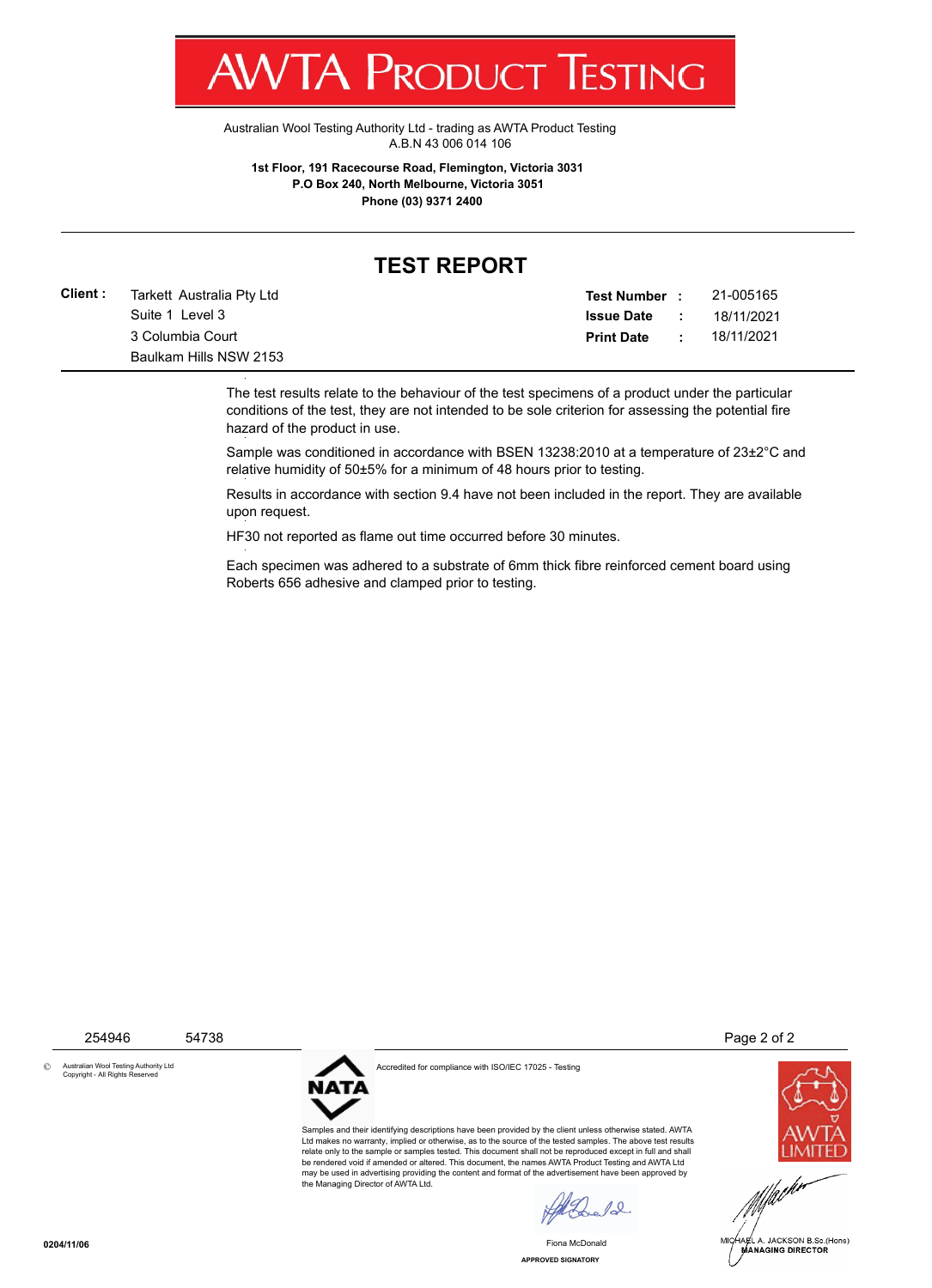AWTA PRODUCT TESTING

Australian Wool Testing Authority Ltd - trading as AWTA Product Testing
A.B.N 43 006 014 106

**1st Floor, 191 Racecourse Road, Flemington, Victoria 3031**
**P.O Box 240, North Melbourne, Victoria 3051**
**Phone (03) 9371 2400**

# TEST REPORT

**Client :** Tarkett Australia Pty Ltd
Suite 1 Level 3
3 Columbia Court
Baulkam Hills NSW 2153

**Test Number :** 21-005165
**Issue Date :** 18/11/2021
**Print Date :** 18/11/2021

The test results relate to the behaviour of the test specimens of a product under the particular conditions of the test, they are not intended to be sole criterion for assessing the potential fire hazard of the product in use.

Sample was conditioned in accordance with BSEN 13238:2010 at a temperature of 23±2°C and relative humidity of 50±5% for a minimum of 48 hours prior to testing.

Results in accordance with section 9.4 have not been included in the report. They are available upon request.

HF30 not reported as flame out time occurred before 30 minutes.

Each specimen was adhered to a substrate of 6mm thick fibre reinforced cement board using Roberts 656 adhesive and clamped prior to testing.

254946 54738

© Australian Wool Testing Authority Ltd
Copyright - All Rights Reserved

Accredited for compliance with ISO/IEC 17025 - Testing

Samples and their identifying descriptions have been provided by the client unless otherwise stated. AWTA Ltd makes no warranty, implied or otherwise, as to the source of the tested samples. The above test results relate only to the sample or samples tested. This document shall not be reproduced except in full and shall be rendered void if amended or altered. This document, the names AWTA Product Testing and AWTA Ltd may be used in advertising providing the content and format of the advertisement have been approved by the Managing Director of AWTA Ltd.

Fiona McDonald
APPROVED SIGNATORY

MICHAEL A. JACKSON B.Sc.(Hons)
MANAGING DIRECTOR

0204/11/06